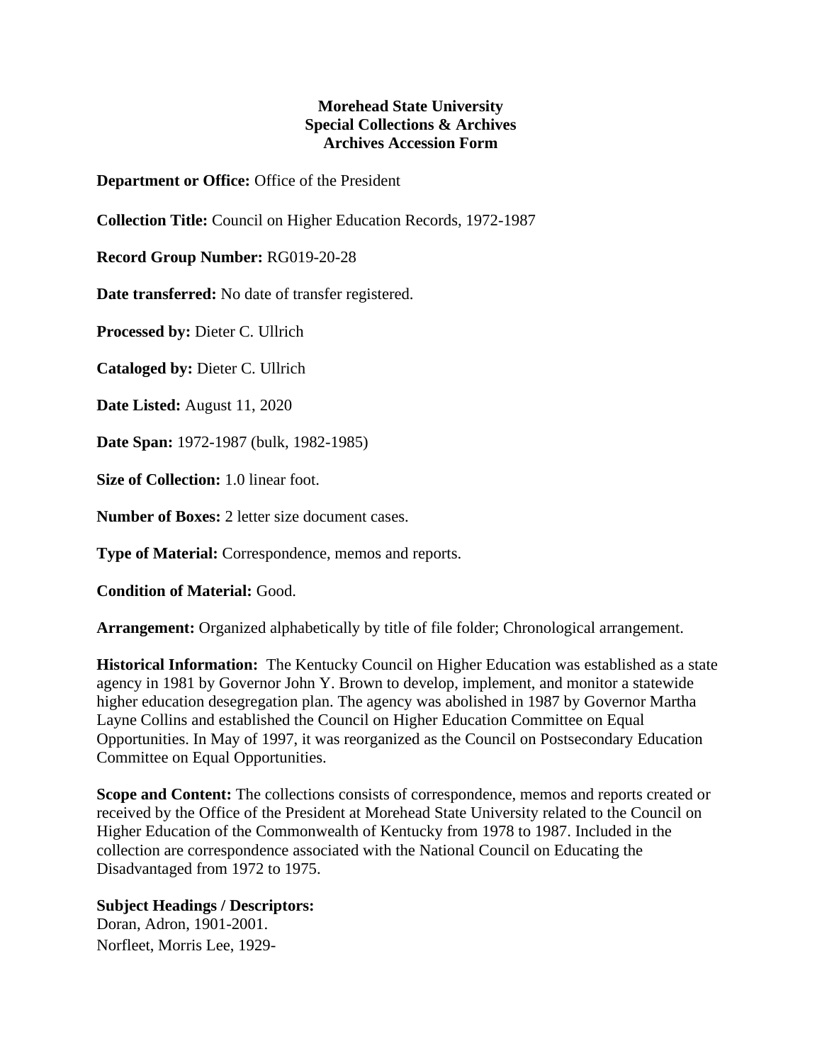**Morehead State University**
**Special Collections & Archives**
**Archives Accession Form**

**Department or Office:** Office of the President

**Collection Title:** Council on Higher Education Records, 1972-1987

**Record Group Number:** RG019-20-28

**Date transferred:** No date of transfer registered.

**Processed by:** Dieter C. Ullrich

**Cataloged by:** Dieter C. Ullrich

**Date Listed:** August 11, 2020

**Date Span:** 1972-1987 (bulk, 1982-1985)

**Size of Collection:** 1.0 linear foot.

**Number of Boxes:** 2 letter size document cases.

**Type of Material:** Correspondence, memos and reports.

**Condition of Material:** Good.

**Arrangement:** Organized alphabetically by title of file folder; Chronological arrangement.

**Historical Information:** The Kentucky Council on Higher Education was established as a state agency in 1981 by Governor John Y. Brown to develop, implement, and monitor a statewide higher education desegregation plan. The agency was abolished in 1987 by Governor Martha Layne Collins and established the Council on Higher Education Committee on Equal Opportunities. In May of 1997, it was reorganized as the Council on Postsecondary Education Committee on Equal Opportunities.

**Scope and Content:** The collections consists of correspondence, memos and reports created or received by the Office of the President at Morehead State University related to the Council on Higher Education of the Commonwealth of Kentucky from 1978 to 1987. Included in the collection are correspondence associated with the National Council on Educating the Disadvantaged from 1972 to 1975.

**Subject Headings / Descriptors:**
Doran, Adron, 1901-2001.
Norfleet, Morris Lee, 1929-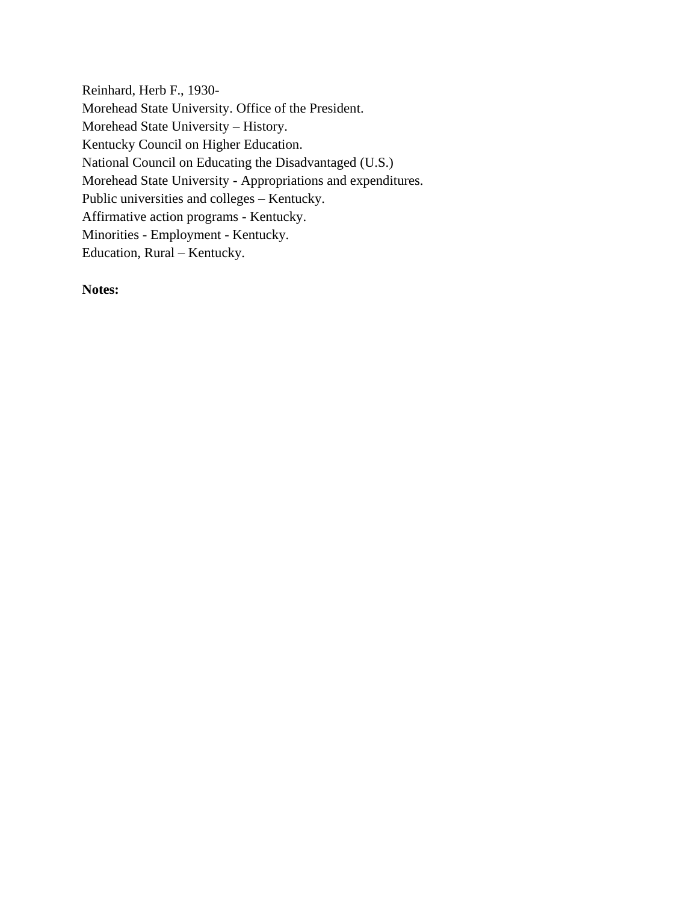Reinhard, Herb F., 1930-
Morehead State University. Office of the President.
Morehead State University – History.
Kentucky Council on Higher Education.
National Council on Educating the Disadvantaged (U.S.)
Morehead State University - Appropriations and expenditures.
Public universities and colleges – Kentucky.
Affirmative action programs - Kentucky.
Minorities - Employment - Kentucky.
Education, Rural – Kentucky.

**Notes:**